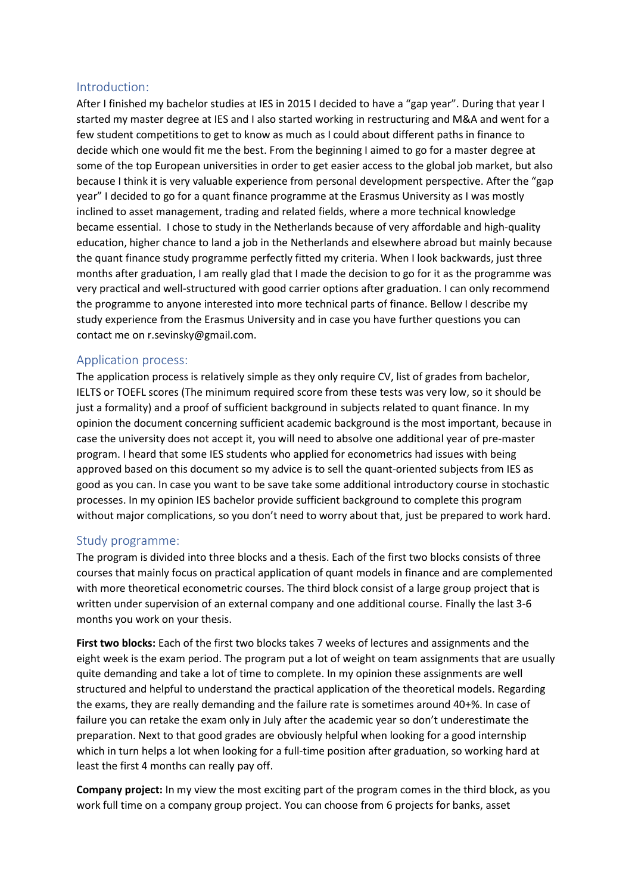## Introduction:

After I finished my bachelor studies at IES in 2015 I decided to have a "gap year". During that year I started my master degree at IES and I also started working in restructuring and M&A and went for a few student competitions to get to know as much as I could about different paths in finance to decide which one would fit me the best. From the beginning I aimed to go for a master degree at some of the top European universities in order to get easier access to the global job market, but also because I think it is very valuable experience from personal development perspective. After the "gap year" I decided to go for a quant finance programme at the Erasmus University as I was mostly inclined to asset management, trading and related fields, where a more technical knowledge became essential. I chose to study in the Netherlands because of very affordable and high-quality education, higher chance to land a job in the Netherlands and elsewhere abroad but mainly because the quant finance study programme perfectly fitted my criteria. When I look backwards, just three months after graduation, I am really glad that I made the decision to go for it as the programme was very practical and well-structured with good carrier options after graduation. I can only recommend the programme to anyone interested into more technical parts of finance. Bellow I describe my study experience from the Erasmus University and in case you have further questions you can contact me on r.sevinsky@gmail.com.

## Application process:

The application process is relatively simple as they only require CV, list of grades from bachelor, IELTS or TOEFL scores (The minimum required score from these tests was very low, so it should be just a formality) and a proof of sufficient background in subjects related to quant finance. In my opinion the document concerning sufficient academic background is the most important, because in case the university does not accept it, you will need to absolve one additional year of pre-master program. I heard that some IES students who applied for econometrics had issues with being approved based on this document so my advice is to sell the quant-oriented subjects from IES as good as you can. In case you want to be save take some additional introductory course in stochastic processes. In my opinion IES bachelor provide sufficient background to complete this program without major complications, so you don't need to worry about that, just be prepared to work hard.

## Study programme:

The program is divided into three blocks and a thesis. Each of the first two blocks consists of three courses that mainly focus on practical application of quant models in finance and are complemented with more theoretical econometric courses. The third block consist of a large group project that is written under supervision of an external company and one additional course. Finally the last 3-6 months you work on your thesis.

**First two blocks:** Each of the first two blocks takes 7 weeks of lectures and assignments and the eight week is the exam period. The program put a lot of weight on team assignments that are usually quite demanding and take a lot of time to complete. In my opinion these assignments are well structured and helpful to understand the practical application of the theoretical models. Regarding the exams, they are really demanding and the failure rate is sometimes around 40+%. In case of failure you can retake the exam only in July after the academic year so don't underestimate the preparation. Next to that good grades are obviously helpful when looking for a good internship which in turn helps a lot when looking for a full-time position after graduation, so working hard at least the first 4 months can really pay off.

**Company project:** In my view the most exciting part of the program comes in the third block, as you work full time on a company group project. You can choose from 6 projects for banks, asset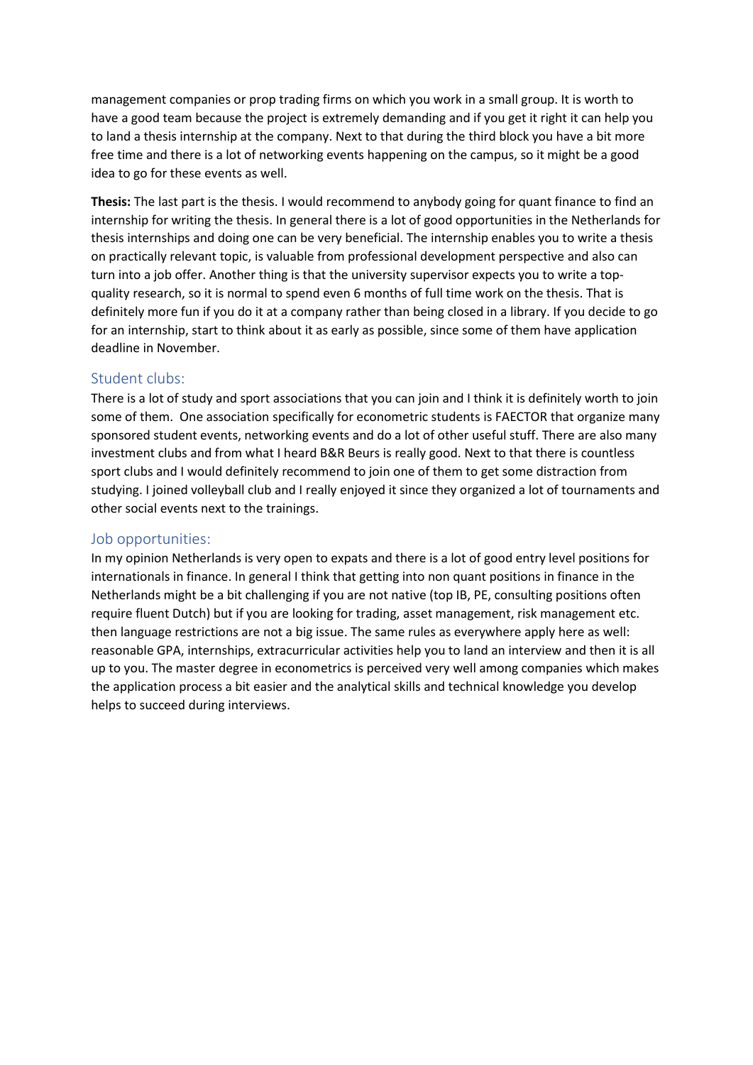management companies or prop trading firms on which you work in a small group. It is worth to have a good team because the project is extremely demanding and if you get it right it can help you to land a thesis internship at the company. Next to that during the third block you have a bit more free time and there is a lot of networking events happening on the campus, so it might be a good idea to go for these events as well.

**Thesis:** The last part is the thesis. I would recommend to anybody going for quant finance to find an internship for writing the thesis. In general there is a lot of good opportunities in the Netherlands for thesis internships and doing one can be very beneficial. The internship enables you to write a thesis on practically relevant topic, is valuable from professional development perspective and also can turn into a job offer. Another thing is that the university supervisor expects you to write a top-quality research, so it is normal to spend even 6 months of full time work on the thesis. That is definitely more fun if you do it at a company rather than being closed in a library. If you decide to go for an internship, start to think about it as early as possible, since some of them have application deadline in November.

## Student clubs:

There is a lot of study and sport associations that you can join and I think it is definitely worth to join some of them. One association specifically for econometric students is FAECTOR that organize many sponsored student events, networking events and do a lot of other useful stuff. There are also many investment clubs and from what I heard B&R Beurs is really good. Next to that there is countless sport clubs and I would definitely recommend to join one of them to get some distraction from studying. I joined volleyball club and I really enjoyed it since they organized a lot of tournaments and other social events next to the trainings.

## Job opportunities:

In my opinion Netherlands is very open to expats and there is a lot of good entry level positions for internationals in finance. In general I think that getting into non quant positions in finance in the Netherlands might be a bit challenging if you are not native (top IB, PE, consulting positions often require fluent Dutch) but if you are looking for trading, asset management, risk management etc. then language restrictions are not a big issue. The same rules as everywhere apply here as well: reasonable GPA, internships, extracurricular activities help you to land an interview and then it is all up to you. The master degree in econometrics is perceived very well among companies which makes the application process a bit easier and the analytical skills and technical knowledge you develop helps to succeed during interviews.